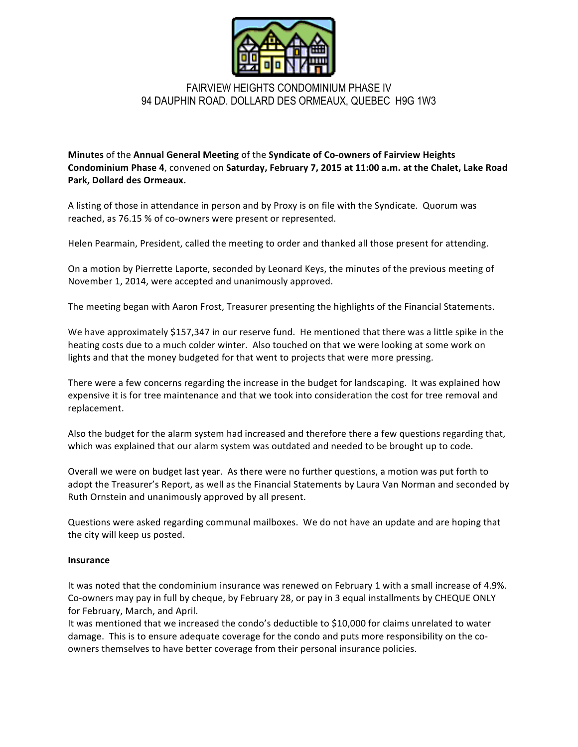FAIRVIEW HEIGHTS CONDOMINIUM PHASE IV
94 DAUPHIN ROAD. DOLLARD DES ORMEAUX, QUEBEC H9G 1W3

**Minutes** of the **Annual General Meeting** of the **Syndicate of Co-owners of Fairview Heights Condominium Phase 4**, convened on **Saturday, February 7, 2015 at 11:00 a.m. at the Chalet, Lake Road Park, Dollard des Ormeaux.**

A listing of those in attendance in person and by Proxy is on file with the Syndicate. Quorum was reached, as 76.15 % of co-owners were present or represented.

Helen Pearmain, President, called the meeting to order and thanked all those present for attending.

On a motion by Pierrette Laporte, seconded by Leonard Keys, the minutes of the previous meeting of November 1, 2014, were accepted and unanimously approved.

The meeting began with Aaron Frost, Treasurer presenting the highlights of the Financial Statements.

We have approximately $157,347 in our reserve fund. He mentioned that there was a little spike in the heating costs due to a much colder winter. Also touched on that we were looking at some work on lights and that the money budgeted for that went to projects that were more pressing.

There were a few concerns regarding the increase in the budget for landscaping. It was explained how expensive it is for tree maintenance and that we took into consideration the cost for tree removal and replacement.

Also the budget for the alarm system had increased and therefore there a few questions regarding that, which was explained that our alarm system was outdated and needed to be brought up to code.

Overall we were on budget last year. As there were no further questions, a motion was put forth to adopt the Treasurer's Report, as well as the Financial Statements by Laura Van Norman and seconded by Ruth Ornstein and unanimously approved by all present.

Questions were asked regarding communal mailboxes. We do not have an update and are hoping that the city will keep us posted.

**Insurance**

It was noted that the condominium insurance was renewed on February 1 with a small increase of 4.9%. Co-owners may pay in full by cheque, by February 28, or pay in 3 equal installments by CHEQUE ONLY for February, March, and April.
It was mentioned that we increased the condo's deductible to $10,000 for claims unrelated to water damage. This is to ensure adequate coverage for the condo and puts more responsibility on the co-owners themselves to have better coverage from their personal insurance policies.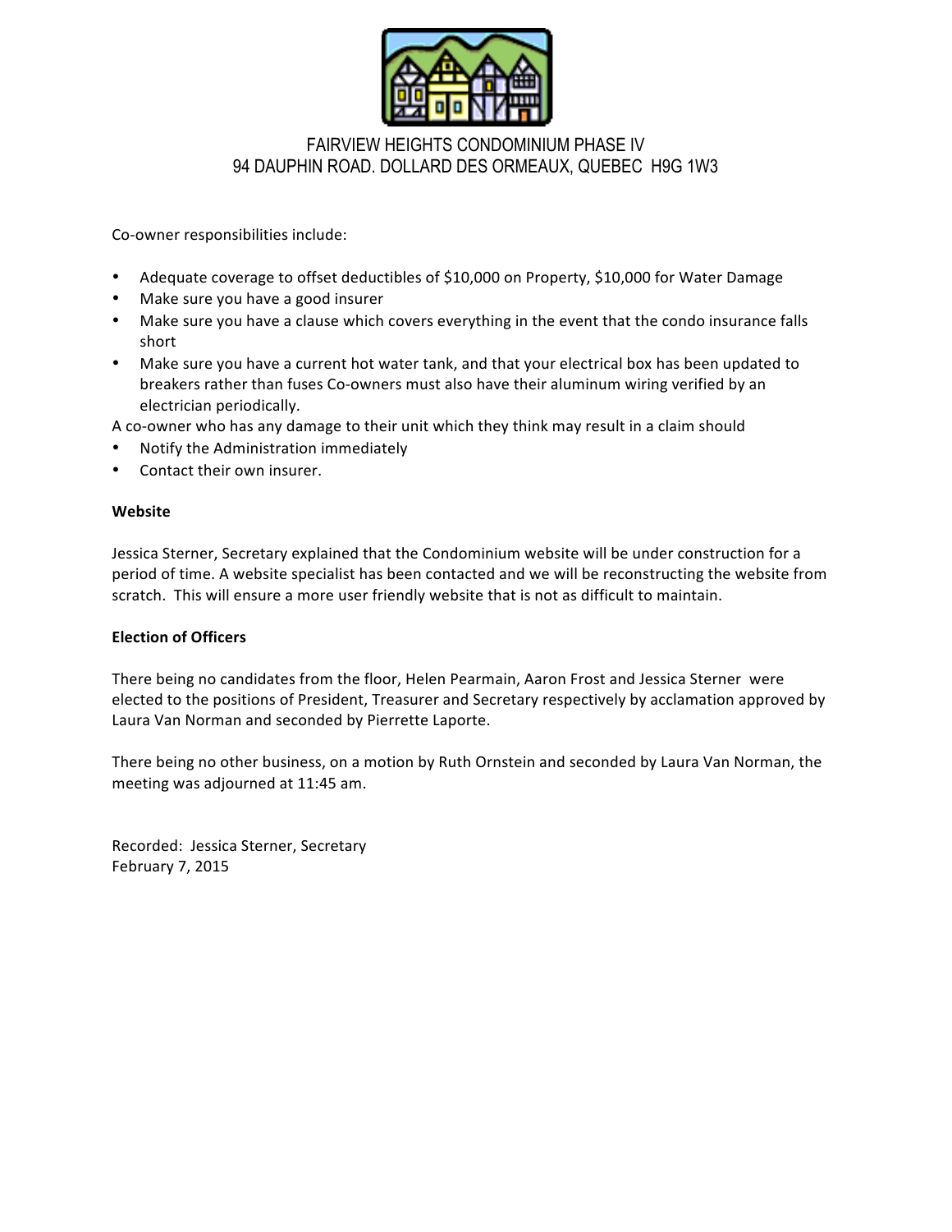FAIRVIEW HEIGHTS CONDOMINIUM PHASE IV
94 DAUPHIN ROAD. DOLLARD DES ORMEAUX, QUEBEC H9G 1W3

Co-owner responsibilities include:

- Adequate coverage to offset deductibles of $10,000 on Property, $10,000 for Water Damage
- Make sure you have a good insurer
- Make sure you have a clause which covers everything in the event that the condo insurance falls short
- Make sure you have a current hot water tank, and that your electrical box has been updated to breakers rather than fuses Co-owners must also have their aluminum wiring verified by an electrician periodically.

A co-owner who has any damage to their unit which they think may result in a claim should

- Notify the Administration immediately
- Contact their own insurer.

**Website**

Jessica Sterner, Secretary explained that the Condominium website will be under construction for a period of time. A website specialist has been contacted and we will be reconstructing the website from scratch. This will ensure a more user friendly website that is not as difficult to maintain.

**Election of Officers**

There being no candidates from the floor, Helen Pearmain, Aaron Frost and Jessica Sterner were elected to the positions of President, Treasurer and Secretary respectively by acclamation approved by Laura Van Norman and seconded by Pierrette Laporte.

There being no other business, on a motion by Ruth Ornstein and seconded by Laura Van Norman, the meeting was adjourned at 11:45 am.

Recorded: Jessica Sterner, Secretary
February 7, 2015